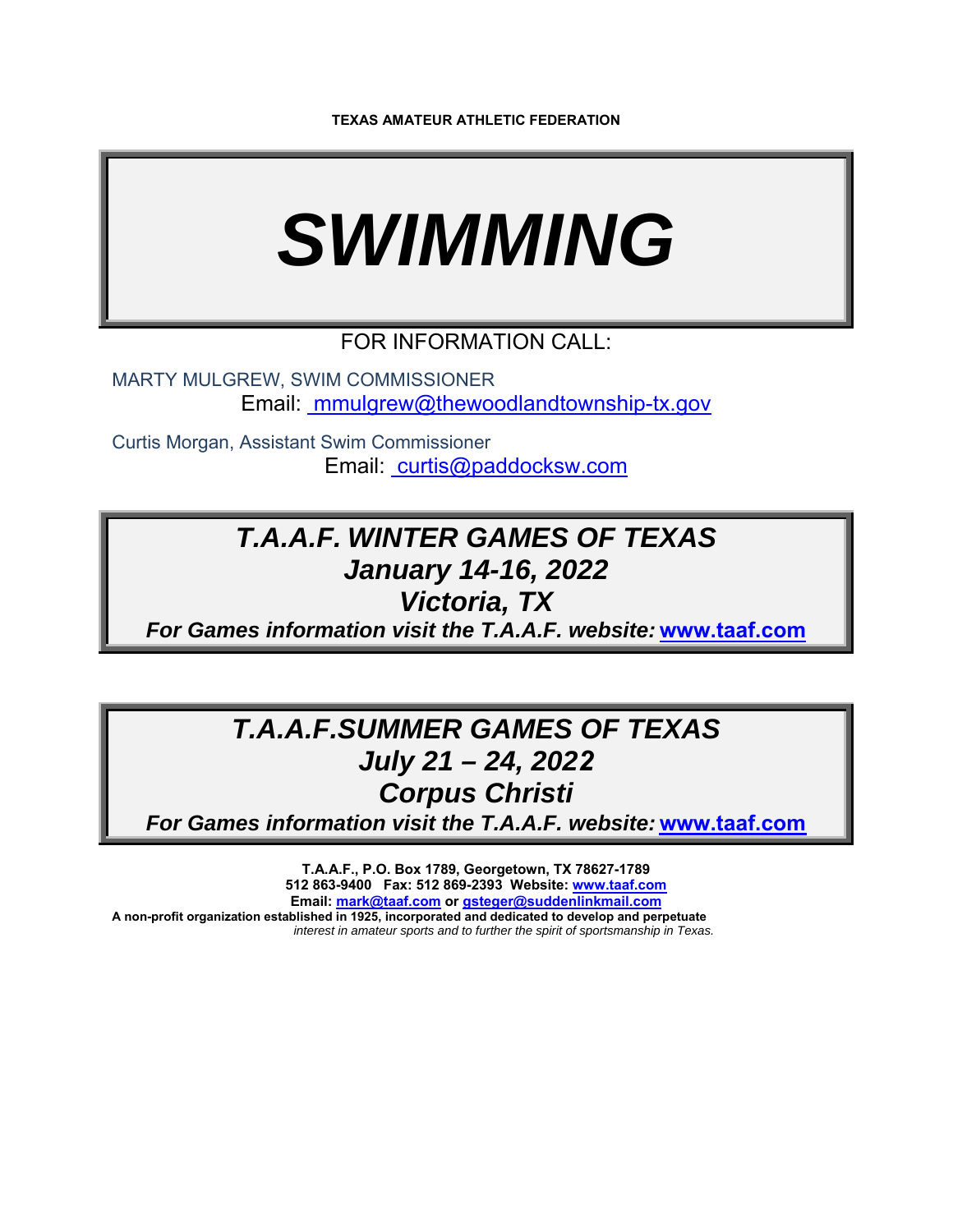**TEXAS AMATEUR ATHLETIC FEDERATION**

# *SWIMMING*

FOR INFORMATION CALL:

MARTY MULGREW, SWIM COMMISSIONER
Email: mmulgrew@thewoodlandtownship-tx.gov

Curtis Morgan, Assistant Swim Commissioner
Email: curtis@paddocksw.com

## *T.A.A.F. WINTER GAMES OF TEXAS*
## *January 14-16, 2022*
## *Victoria, TX*
***For Games information visit the T.A.A.F. website: www.taaf.com***

## *T.A.A.F.SUMMER GAMES OF TEXAS*
## *July 21 – 24, 2022*
## *Corpus Christi*
***For Games information visit the T.A.A.F. website: www.taaf.com***

**T.A.A.F., P.O. Box 1789, Georgetown, TX 78627-1789**
**512 863-9400 Fax: 512 869-2393 Website: www.taaf.com**
**Email: mark@taaf.com or gsteger@suddenlinkmail.com**
**A non-profit organization established in 1925, incorporated and dedicated to develop and perpetuate** *interest in amateur sports and to further the spirit of sportsmanship in Texas.*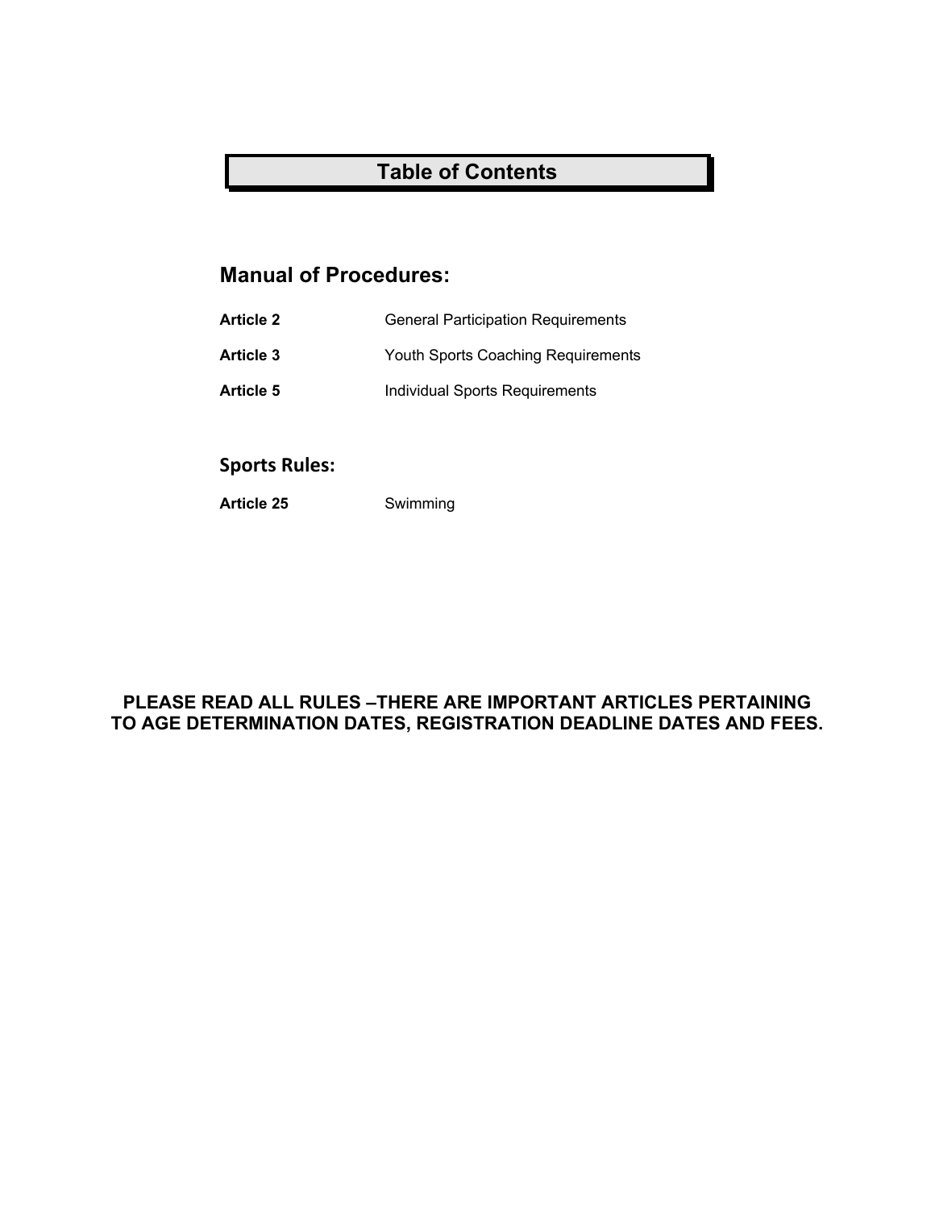# Table of Contents

## Manual of Procedures:

| | |
|---|---|
| **Article 2** | General Participation Requirements |
| **Article 3** | Youth Sports Coaching Requirements |
| **Article 5** | Individual Sports Requirements |

## Sports Rules:

| | |
|---|---|
| **Article 25** | Swimming |

**PLEASE READ ALL RULES –THERE ARE IMPORTANT ARTICLES PERTAINING TO AGE DETERMINATION DATES, REGISTRATION DEADLINE DATES AND FEES.**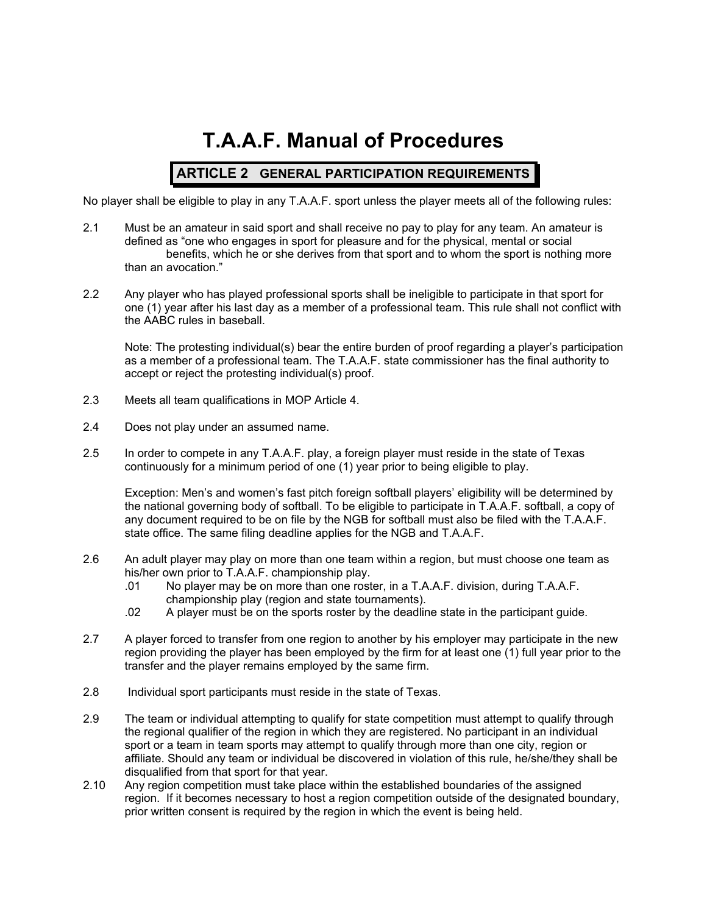# T.A.A.F. Manual of Procedures

## ARTICLE 2 GENERAL PARTICIPATION REQUIREMENTS

No player shall be eligible to play in any T.A.A.F. sport unless the player meets all of the following rules:

2.1 Must be an amateur in said sport and shall receive no pay to play for any team. An amateur is defined as "one who engages in sport for pleasure and for the physical, mental or social benefits, which he or she derives from that sport and to whom the sport is nothing more than an avocation."

2.2 Any player who has played professional sports shall be ineligible to participate in that sport for one (1) year after his last day as a member of a professional team. This rule shall not conflict with the AABC rules in baseball.

Note: The protesting individual(s) bear the entire burden of proof regarding a player's participation as a member of a professional team. The T.A.A.F. state commissioner has the final authority to accept or reject the protesting individual(s) proof.

2.3 Meets all team qualifications in MOP Article 4.

2.4 Does not play under an assumed name.

2.5 In order to compete in any T.A.A.F. play, a foreign player must reside in the state of Texas continuously for a minimum period of one (1) year prior to being eligible to play.

Exception: Men's and women's fast pitch foreign softball players' eligibility will be determined by the national governing body of softball. To be eligible to participate in T.A.A.F. softball, a copy of any document required to be on file by the NGB for softball must also be filed with the T.A.A.F. state office. The same filing deadline applies for the NGB and T.A.A.F.

2.6 An adult player may play on more than one team within a region, but must choose one team as his/her own prior to T.A.A.F. championship play.

- .01 No player may be on more than one roster, in a T.A.A.F. division, during T.A.A.F. championship play (region and state tournaments).
- .02 A player must be on the sports roster by the deadline state in the participant guide.

2.7 A player forced to transfer from one region to another by his employer may participate in the new region providing the player has been employed by the firm for at least one (1) full year prior to the transfer and the player remains employed by the same firm.

2.8 Individual sport participants must reside in the state of Texas.

2.9 The team or individual attempting to qualify for state competition must attempt to qualify through the regional qualifier of the region in which they are registered. No participant in an individual sport or a team in team sports may attempt to qualify through more than one city, region or affiliate. Should any team or individual be discovered in violation of this rule, he/she/they shall be disqualified from that sport for that year.

2.10 Any region competition must take place within the established boundaries of the assigned region. If it becomes necessary to host a region competition outside of the designated boundary, prior written consent is required by the region in which the event is being held.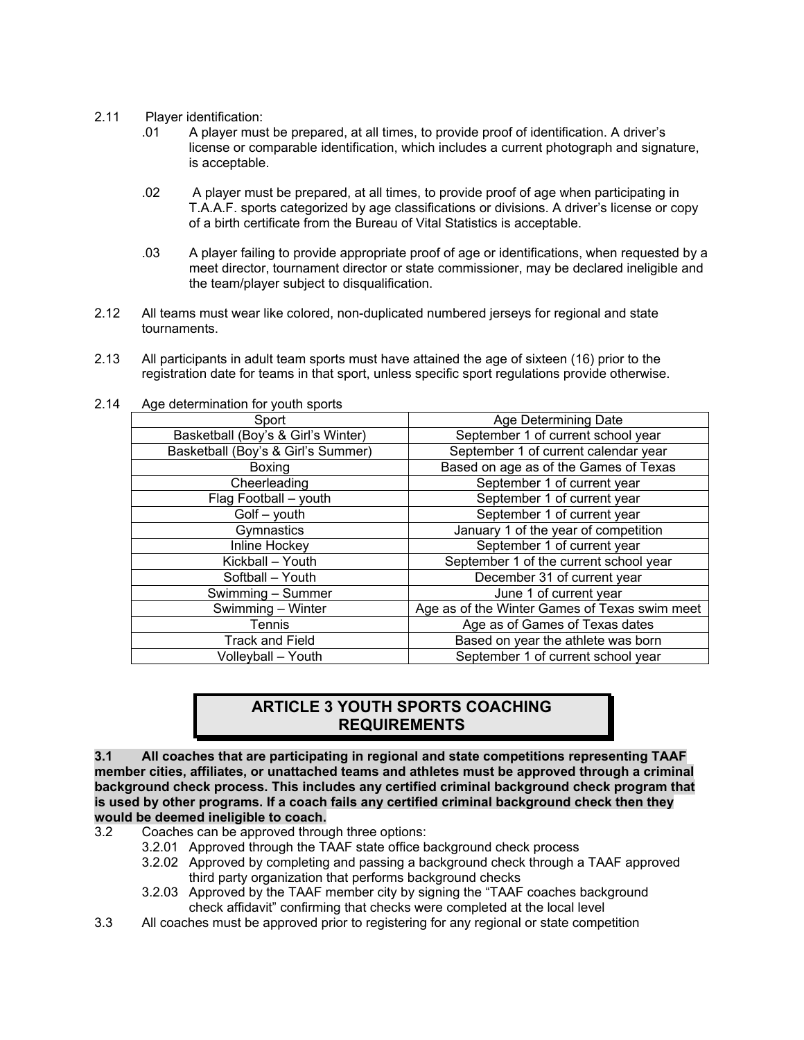2.11 Player identification:

.01 A player must be prepared, at all times, to provide proof of identification. A driver's license or comparable identification, which includes a current photograph and signature, is acceptable.

.02 A player must be prepared, at all times, to provide proof of age when participating in T.A.A.F. sports categorized by age classifications or divisions. A driver's license or copy of a birth certificate from the Bureau of Vital Statistics is acceptable.

.03 A player failing to provide appropriate proof of age or identifications, when requested by a meet director, tournament director or state commissioner, may be declared ineligible and the team/player subject to disqualification.

2.12 All teams must wear like colored, non-duplicated numbered jerseys for regional and state tournaments.

2.13 All participants in adult team sports must have attained the age of sixteen (16) prior to the registration date for teams in that sport, unless specific sport regulations provide otherwise.

2.14 Age determination for youth sports

| Sport | Age Determining Date |
|---|---|
| Basketball (Boy's & Girl's Winter) | September 1 of current school year |
| Basketball (Boy's & Girl's Summer) | September 1 of current calendar year |
| Boxing | Based on age as of the Games of Texas |
| Cheerleading | September 1 of current year |
| Flag Football – youth | September 1 of current year |
| Golf – youth | September 1 of current year |
| Gymnastics | January 1 of the year of competition |
| Inline Hockey | September 1 of current year |
| Kickball – Youth | September 1 of the current school year |
| Softball – Youth | December 31 of current year |
| Swimming – Summer | June 1 of current year |
| Swimming – Winter | Age as of the Winter Games of Texas swim meet |
| Tennis | Age as of Games of Texas dates |
| Track and Field | Based on year the athlete was born |
| Volleyball – Youth | September 1 of current school year |

## ARTICLE 3 YOUTH SPORTS COACHING REQUIREMENTS

**3.1 All coaches that are participating in regional and state competitions representing TAAF member cities, affiliates, or unattached teams and athletes must be approved through a criminal background check process. This includes any certified criminal background check program that is used by other programs. If a coach fails any certified criminal background check then they would be deemed ineligible to coach.**

3.2 Coaches can be approved through three options:

- 3.2.01 Approved through the TAAF state office background check process
- 3.2.02 Approved by completing and passing a background check through a TAAF approved third party organization that performs background checks
- 3.2.03 Approved by the TAAF member city by signing the "TAAF coaches background check affidavit" confirming that checks were completed at the local level

3.3 All coaches must be approved prior to registering for any regional or state competition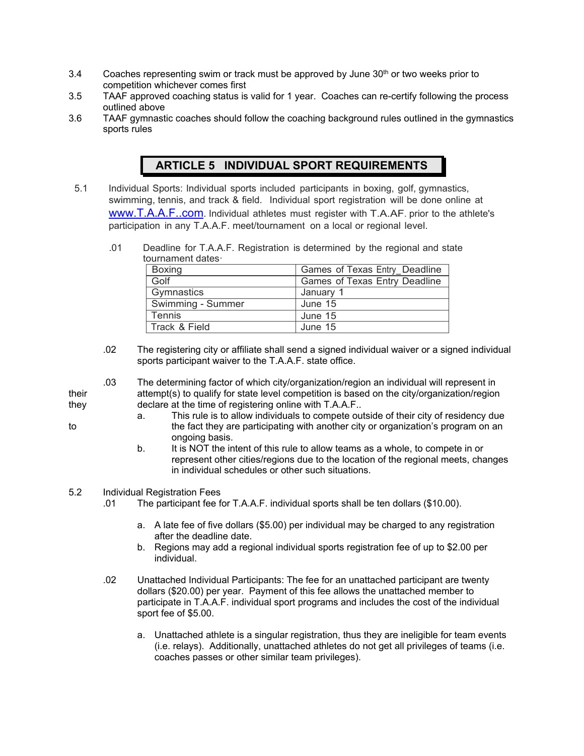3.4 Coaches representing swim or track must be approved by June 30th or two weeks prior to competition whichever comes first

3.5 TAAF approved coaching status is valid for 1 year. Coaches can re-certify following the process outlined above

3.6 TAAF gymnastic coaches should follow the coaching background rules outlined in the gymnastics sports rules

## ARTICLE 5 INDIVIDUAL SPORT REQUIREMENTS

5.1 Individual Sports: Individual sports included participants in boxing, golf, gymnastics, swimming, tennis, and track & field. Individual sport registration will be done online at www.T.A.A.F..com. Individual athletes must register with T.A.AF. prior to the athlete's participation in any T.A.A.F. meet/tournament on a local or regional level.

.01 Deadline for T.A.A.F. Registration is determined by the regional and state tournament dates·

| Boxing | Games of Texas Entry_Deadline |
|---|---|
| Golf | Games of Texas Entry Deadline |
| Gymnastics | January 1 |
| Swimming - Summer | June 15 |
| Tennis | June 15 |
| Track & Field | June 15 |

.02 The registering city or affiliate shall send a signed individual waiver or a signed individual sports participant waiver to the T.A.A.F. state office.

.03 The determining factor of which city/organization/region an individual will represent in their attempt(s) to qualify for state level competition is based on the city/organization/region they declare at the time of registering online with T.A.A.F..

a. This rule is to allow individuals to compete outside of their city of residency due to the fact they are participating with another city or organization's program on an ongoing basis.

b. It is NOT the intent of this rule to allow teams as a whole, to compete in or represent other cities/regions due to the location of the regional meets, changes in individual schedules or other such situations.

5.2 Individual Registration Fees

.01 The participant fee for T.A.A.F. individual sports shall be ten dollars ($10.00).

a. A late fee of five dollars ($5.00) per individual may be charged to any registration after the deadline date.

b. Regions may add a regional individual sports registration fee of up to $2.00 per individual.

.02 Unattached Individual Participants: The fee for an unattached participant are twenty dollars ($20.00) per year. Payment of this fee allows the unattached member to participate in T.A.A.F. individual sport programs and includes the cost of the individual sport fee of $5.00.

a. Unattached athlete is a singular registration, thus they are ineligible for team events (i.e. relays). Additionally, unattached athletes do not get all privileges of teams (i.e. coaches passes or other similar team privileges).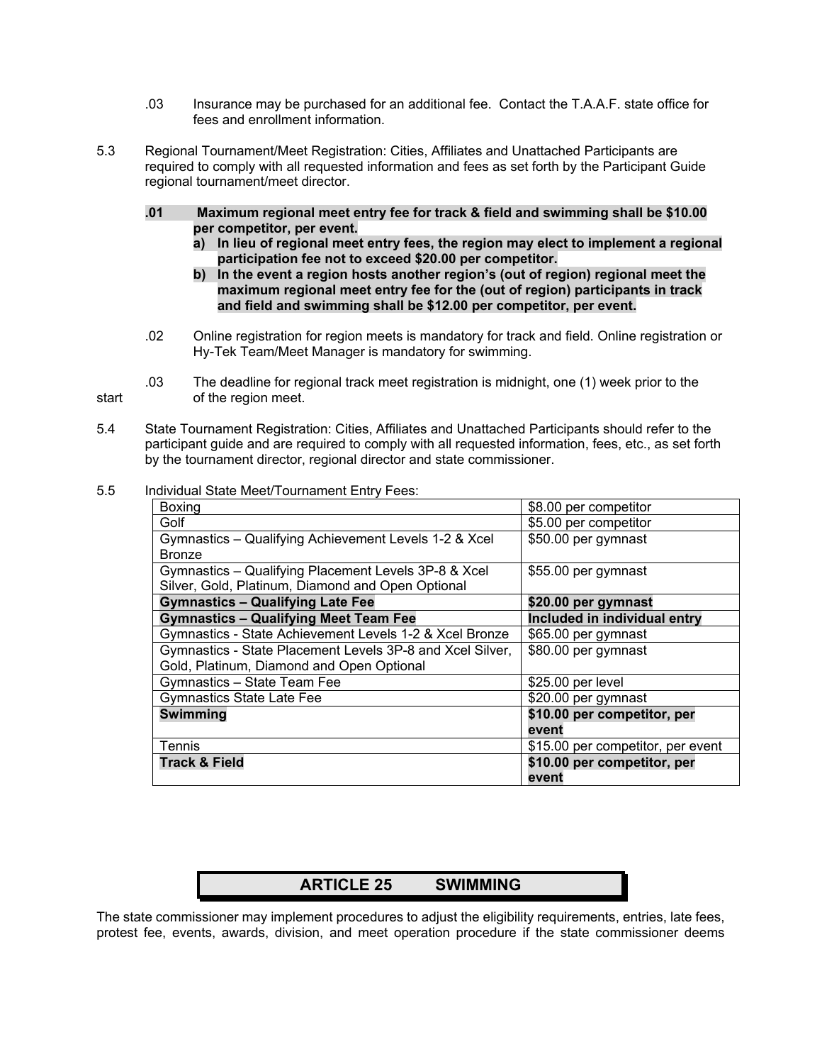.03 Insurance may be purchased for an additional fee. Contact the T.A.A.F. state office for fees and enrollment information.

5.3 Regional Tournament/Meet Registration: Cities, Affiliates and Unattached Participants are required to comply with all requested information and fees as set forth by the Participant Guide regional tournament/meet director.

**.01 Maximum regional meet entry fee for track & field and swimming shall be $10.00 per competitor, per event.**

**a) In lieu of regional meet entry fees, the region may elect to implement a regional participation fee not to exceed $20.00 per competitor.**

**b) In the event a region hosts another region's (out of region) regional meet the maximum regional meet entry fee for the (out of region) participants in track and field and swimming shall be $12.00 per competitor, per event.**

.02 Online registration for region meets is mandatory for track and field. Online registration or Hy-Tek Team/Meet Manager is mandatory for swimming.

.03 The deadline for regional track meet registration is midnight, one (1) week prior to the start of the region meet.

5.4 State Tournament Registration: Cities, Affiliates and Unattached Participants should refer to the participant guide and are required to comply with all requested information, fees, etc., as set forth by the tournament director, regional director and state commissioner.

5.5 Individual State Meet/Tournament Entry Fees:

| | |
|---|---|
| Boxing | $8.00 per competitor |
| Golf | $5.00 per competitor |
| Gymnastics – Qualifying Achievement Levels 1-2 & Xcel Bronze | $50.00 per gymnast |
| Gymnastics – Qualifying Placement Levels 3P-8 & Xcel Silver, Gold, Platinum, Diamond and Open Optional | $55.00 per gymnast |
| **Gymnastics – Qualifying Late Fee** | **$20.00 per gymnast** |
| **Gymnastics – Qualifying Meet Team Fee** | **Included in individual entry** |
| Gymnastics - State Achievement Levels 1-2 & Xcel Bronze | $65.00 per gymnast |
| Gymnastics - State Placement Levels 3P-8 and Xcel Silver, Gold, Platinum, Diamond and Open Optional | $80.00 per gymnast |
| Gymnastics – State Team Fee | $25.00 per level |
| Gymnastics State Late Fee | $20.00 per gymnast |
| **Swimming** | **$10.00 per competitor, per event** |
| Tennis | $15.00 per competitor, per event |
| **Track & Field** | **$10.00 per competitor, per event** |

## ARTICLE 25 SWIMMING

The state commissioner may implement procedures to adjust the eligibility requirements, entries, late fees, protest fee, events, awards, division, and meet operation procedure if the state commissioner deems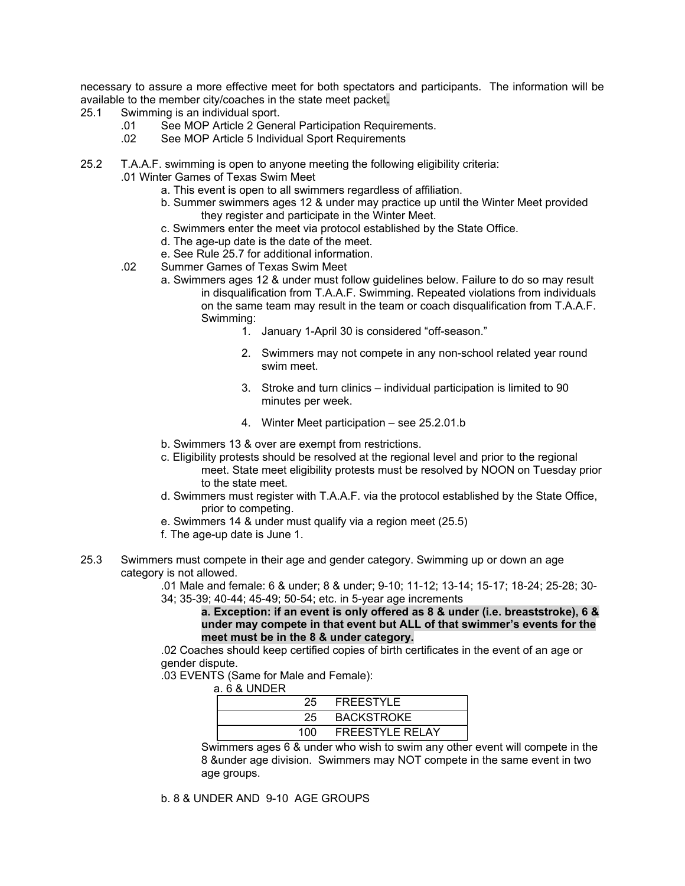necessary to assure a more effective meet for both spectators and participants. The information will be available to the member city/coaches in the state meet packet**.**

25.1 Swimming is an individual sport.

- .01 See MOP Article 2 General Participation Requirements.
- .02 See MOP Article 5 Individual Sport Requirements

25.2 T.A.A.F. swimming is open to anyone meeting the following eligibility criteria:

.01 Winter Games of Texas Swim Meet

a. This event is open to all swimmers regardless of affiliation.

b. Summer swimmers ages 12 & under may practice up until the Winter Meet provided they register and participate in the Winter Meet.

c. Swimmers enter the meet via protocol established by the State Office.

d. The age-up date is the date of the meet.

e. See Rule 25.7 for additional information.

.02 Summer Games of Texas Swim Meet

a. Swimmers ages 12 & under must follow guidelines below. Failure to do so may result in disqualification from T.A.A.F. Swimming. Repeated violations from individuals on the same team may result in the team or coach disqualification from T.A.A.F. Swimming:

1. January 1-April 30 is considered "off-season."
2. Swimmers may not compete in any non-school related year round swim meet.
3. Stroke and turn clinics – individual participation is limited to 90 minutes per week.
4. Winter Meet participation – see 25.2.01.b

b. Swimmers 13 & over are exempt from restrictions.

c. Eligibility protests should be resolved at the regional level and prior to the regional meet. State meet eligibility protests must be resolved by NOON on Tuesday prior to the state meet.

d. Swimmers must register with T.A.A.F. via the protocol established by the State Office, prior to competing.

e. Swimmers 14 & under must qualify via a region meet (25.5)

f. The age-up date is June 1.

25.3 Swimmers must compete in their age and gender category. Swimming up or down an age category is not allowed.

.01 Male and female: 6 & under; 8 & under; 9-10; 11-12; 13-14; 15-17; 18-24; 25-28; 30-34; 35-39; 40-44; 45-49; 50-54; etc. in 5-year age increments

**a. Exception: if an event is only offered as 8 & under (i.e. breaststroke), 6 & under may compete in that event but ALL of that swimmer's events for the meet must be in the 8 & under category.**

.02 Coaches should keep certified copies of birth certificates in the event of an age or gender dispute.

.03 EVENTS (Same for Male and Female):

a. 6 & UNDER

| | |
|---|---|
| 25 | FREESTYLE |
| 25 | BACKSTROKE |
| 100 | FREESTYLE RELAY |

Swimmers ages 6 & under who wish to swim any other event will compete in the 8 &under age division. Swimmers may NOT compete in the same event in two age groups.

b. 8 & UNDER AND 9-10 AGE GROUPS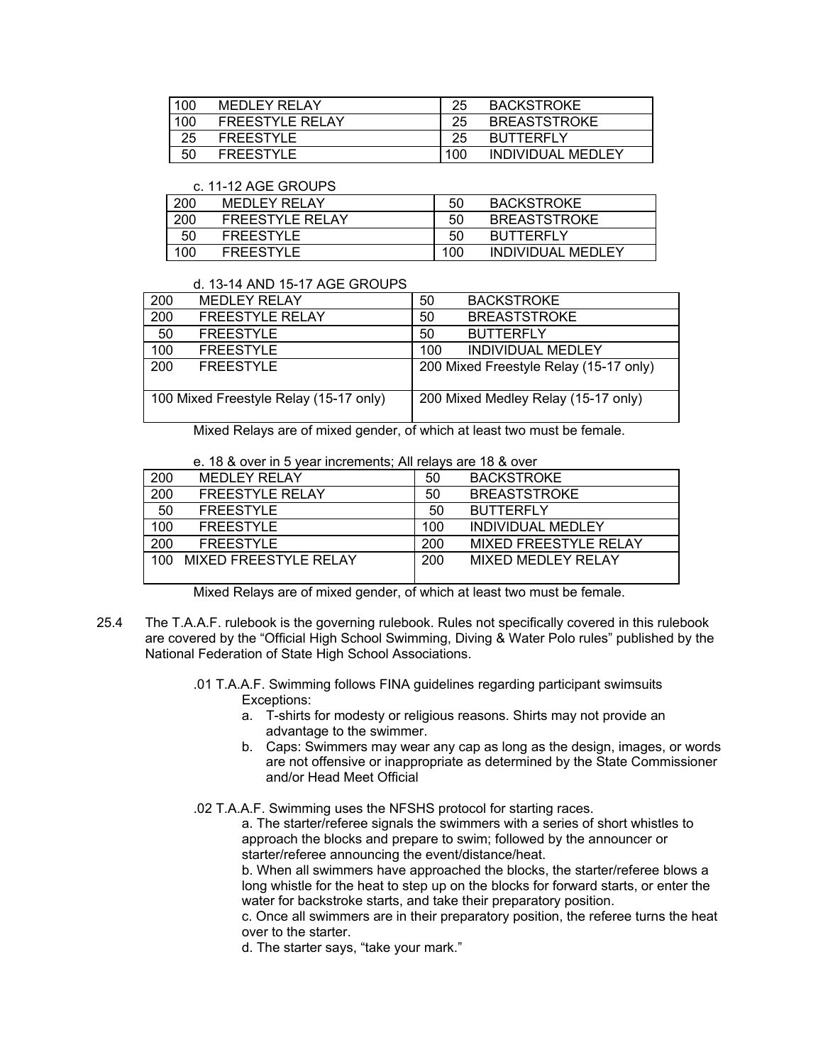| | | | |
|---|---|---|---|
| 100 | MEDLEY RELAY | 25 | BACKSTROKE |
| 100 | FREESTYLE RELAY | 25 | BREASTSTROKE |
| 25 | FREESTYLE | 25 | BUTTERFLY |
| 50 | FREESTYLE | 100 | INDIVIDUAL MEDLEY |

c. 11-12 AGE GROUPS

| | | | |
|---|---|---|---|
| 200 | MEDLEY RELAY | 50 | BACKSTROKE |
| 200 | FREESTYLE RELAY | 50 | BREASTSTROKE |
| 50 | FREESTYLE | 50 | BUTTERFLY |
| 100 | FREESTYLE | 100 | INDIVIDUAL MEDLEY |

d. 13-14 AND 15-17 AGE GROUPS

| | |
|---|---|
| 200 MEDLEY RELAY | 50 BACKSTROKE |
| 200 FREESTYLE RELAY | 50 BREASTSTROKE |
| 50 FREESTYLE | 50 BUTTERFLY |
| 100 FREESTYLE | 100 INDIVIDUAL MEDLEY |
| 200 FREESTYLE | 200 Mixed Freestyle Relay (15-17 only) |
| 100 Mixed Freestyle Relay (15-17 only) | 200 Mixed Medley Relay (15-17 only) |

Mixed Relays are of mixed gender, of which at least two must be female.

e. 18 & over in 5 year increments; All relays are 18 & over

| | | | |
|---|---|---|---|
| 200 | MEDLEY RELAY | 50 | BACKSTROKE |
| 200 | FREESTYLE RELAY | 50 | BREASTSTROKE |
| 50 | FREESTYLE | 50 | BUTTERFLY |
| 100 | FREESTYLE | 100 | INDIVIDUAL MEDLEY |
| 200 | FREESTYLE | 200 | MIXED FREESTYLE RELAY |
| 100 | MIXED FREESTYLE RELAY | 200 | MIXED MEDLEY RELAY |

Mixed Relays are of mixed gender, of which at least two must be female.

25.4 The T.A.A.F. rulebook is the governing rulebook. Rules not specifically covered in this rulebook are covered by the "Official High School Swimming, Diving & Water Polo rules" published by the National Federation of State High School Associations.

.01 T.A.A.F. Swimming follows FINA guidelines regarding participant swimsuits Exceptions:

a. T-shirts for modesty or religious reasons. Shirts may not provide an advantage to the swimmer.
b. Caps: Swimmers may wear any cap as long as the design, images, or words are not offensive or inappropriate as determined by the State Commissioner and/or Head Meet Official

.02 T.A.A.F. Swimming uses the NFSHS protocol for starting races.

a. The starter/referee signals the swimmers with a series of short whistles to approach the blocks and prepare to swim; followed by the announcer or starter/referee announcing the event/distance/heat.
b. When all swimmers have approached the blocks, the starter/referee blows a long whistle for the heat to step up on the blocks for forward starts, or enter the water for backstroke starts, and take their preparatory position.
c. Once all swimmers are in their preparatory position, the referee turns the heat over to the starter.
d. The starter says, "take your mark."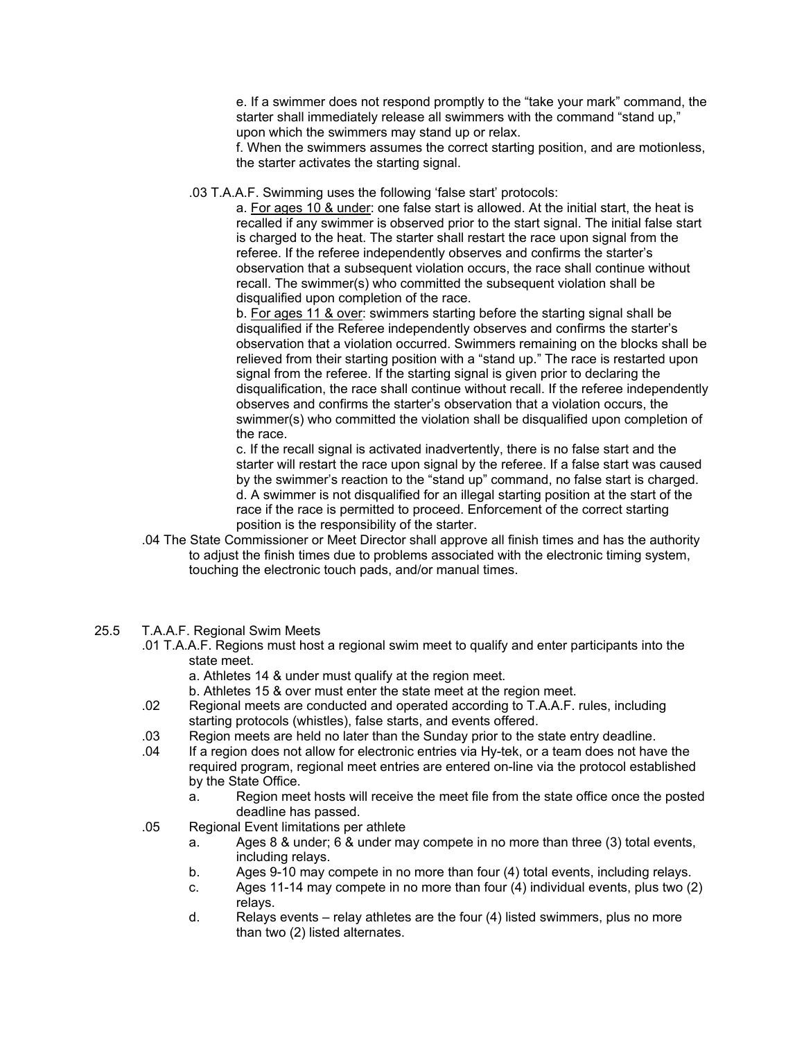e. If a swimmer does not respond promptly to the "take your mark" command, the starter shall immediately release all swimmers with the command "stand up," upon which the swimmers may stand up or relax.

f. When the swimmers assumes the correct starting position, and are motionless, the starter activates the starting signal.

.03 T.A.A.F. Swimming uses the following 'false start' protocols:

a. For ages 10 & under: one false start is allowed. At the initial start, the heat is recalled if any swimmer is observed prior to the start signal. The initial false start is charged to the heat. The starter shall restart the race upon signal from the referee. If the referee independently observes and confirms the starter's observation that a subsequent violation occurs, the race shall continue without recall. The swimmer(s) who committed the subsequent violation shall be disqualified upon completion of the race.

b. For ages 11 & over: swimmers starting before the starting signal shall be disqualified if the Referee independently observes and confirms the starter's observation that a violation occurred. Swimmers remaining on the blocks shall be relieved from their starting position with a "stand up." The race is restarted upon signal from the referee. If the starting signal is given prior to declaring the disqualification, the race shall continue without recall. If the referee independently observes and confirms the starter's observation that a violation occurs, the swimmer(s) who committed the violation shall be disqualified upon completion of the race.

c. If the recall signal is activated inadvertently, there is no false start and the starter will restart the race upon signal by the referee. If a false start was caused by the swimmer's reaction to the "stand up" command, no false start is charged.

d. A swimmer is not disqualified for an illegal starting position at the start of the race if the race is permitted to proceed. Enforcement of the correct starting position is the responsibility of the starter.

.04 The State Commissioner or Meet Director shall approve all finish times and has the authority to adjust the finish times due to problems associated with the electronic timing system, touching the electronic touch pads, and/or manual times.

25.5 T.A.A.F. Regional Swim Meets

.01 T.A.A.F. Regions must host a regional swim meet to qualify and enter participants into the state meet.

a. Athletes 14 & under must qualify at the region meet.

b. Athletes 15 & over must enter the state meet at the region meet.

.02 Regional meets are conducted and operated according to T.A.A.F. rules, including starting protocols (whistles), false starts, and events offered.

.03 Region meets are held no later than the Sunday prior to the state entry deadline.

.04 If a region does not allow for electronic entries via Hy-tek, or a team does not have the required program, regional meet entries are entered on-line via the protocol established by the State Office.

a. Region meet hosts will receive the meet file from the state office once the posted deadline has passed.

.05 Regional Event limitations per athlete

a. Ages 8 & under; 6 & under may compete in no more than three (3) total events, including relays.

b. Ages 9-10 may compete in no more than four (4) total events, including relays.

c. Ages 11-14 may compete in no more than four (4) individual events, plus two (2) relays.

d. Relays events – relay athletes are the four (4) listed swimmers, plus no more than two (2) listed alternates.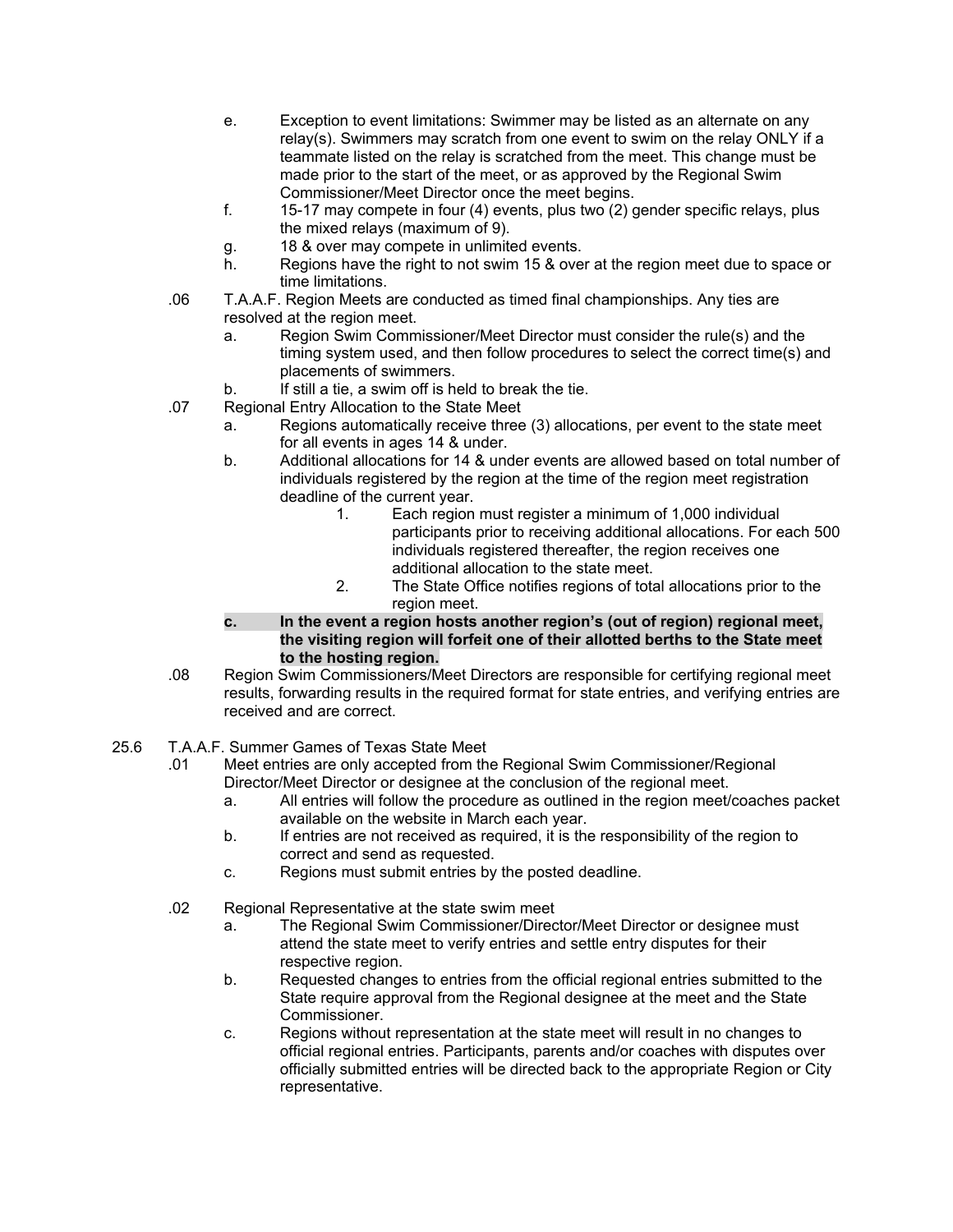e. Exception to event limitations: Swimmer may be listed as an alternate on any relay(s). Swimmers may scratch from one event to swim on the relay ONLY if a teammate listed on the relay is scratched from the meet. This change must be made prior to the start of the meet, or as approved by the Regional Swim Commissioner/Meet Director once the meet begins.

f. 15-17 may compete in four (4) events, plus two (2) gender specific relays, plus the mixed relays (maximum of 9).

g. 18 & over may compete in unlimited events.

h. Regions have the right to not swim 15 & over at the region meet due to space or time limitations.

.06 T.A.A.F. Region Meets are conducted as timed final championships. Any ties are resolved at the region meet.

a. Region Swim Commissioner/Meet Director must consider the rule(s) and the timing system used, and then follow procedures to select the correct time(s) and placements of swimmers.

b. If still a tie, a swim off is held to break the tie.

.07 Regional Entry Allocation to the State Meet

a. Regions automatically receive three (3) allocations, per event to the state meet for all events in ages 14 & under.

b. Additional allocations for 14 & under events are allowed based on total number of individuals registered by the region at the time of the region meet registration deadline of the current year.

1. Each region must register a minimum of 1,000 individual participants prior to receiving additional allocations. For each 500 individuals registered thereafter, the region receives one additional allocation to the state meet.

2. The State Office notifies regions of total allocations prior to the region meet.

**c. In the event a region hosts another region's (out of region) regional meet, the visiting region will forfeit one of their allotted berths to the State meet to the hosting region.**

.08 Region Swim Commissioners/Meet Directors are responsible for certifying regional meet results, forwarding results in the required format for state entries, and verifying entries are received and are correct.

25.6 T.A.A.F. Summer Games of Texas State Meet

.01 Meet entries are only accepted from the Regional Swim Commissioner/Regional Director/Meet Director or designee at the conclusion of the regional meet.

a. All entries will follow the procedure as outlined in the region meet/coaches packet available on the website in March each year.

b. If entries are not received as required, it is the responsibility of the region to correct and send as requested.

c. Regions must submit entries by the posted deadline.

.02 Regional Representative at the state swim meet

a. The Regional Swim Commissioner/Director/Meet Director or designee must attend the state meet to verify entries and settle entry disputes for their respective region.

b. Requested changes to entries from the official regional entries submitted to the State require approval from the Regional designee at the meet and the State Commissioner.

c. Regions without representation at the state meet will result in no changes to official regional entries. Participants, parents and/or coaches with disputes over officially submitted entries will be directed back to the appropriate Region or City representative.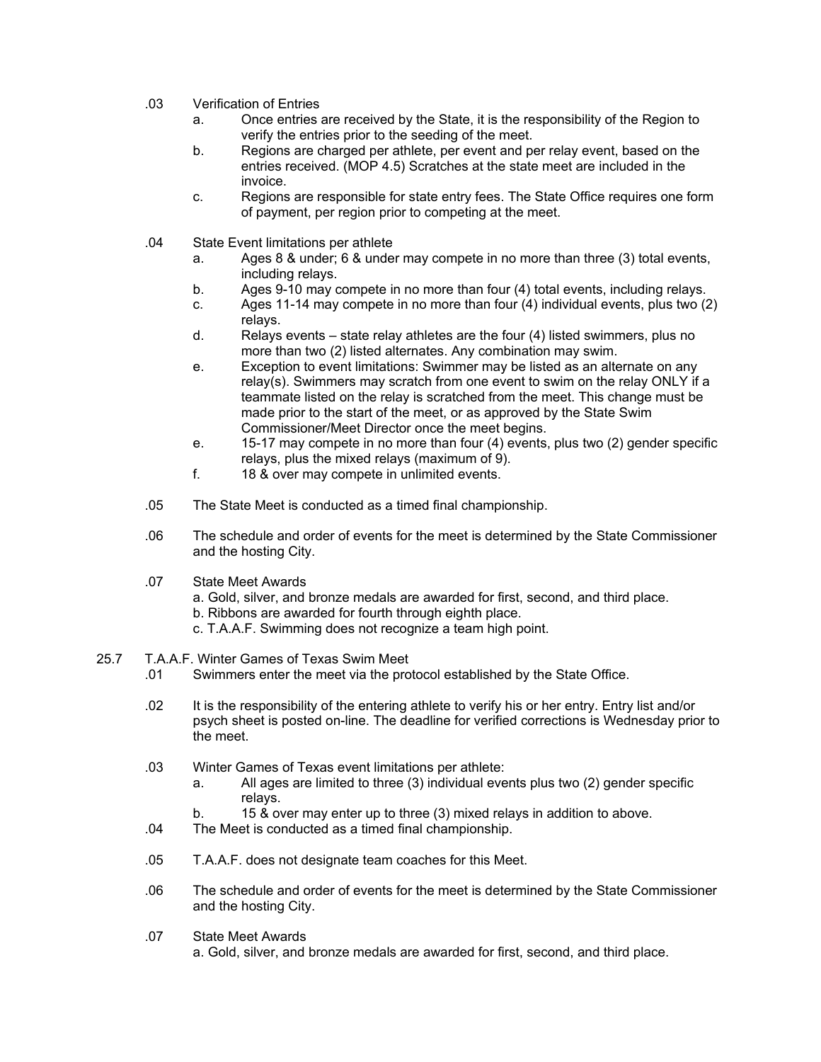.03 Verification of Entries

a. Once entries are received by the State, it is the responsibility of the Region to verify the entries prior to the seeding of the meet.

b. Regions are charged per athlete, per event and per relay event, based on the entries received. (MOP 4.5) Scratches at the state meet are included in the invoice.

c. Regions are responsible for state entry fees. The State Office requires one form of payment, per region prior to competing at the meet.

.04 State Event limitations per athlete

a. Ages 8 & under; 6 & under may compete in no more than three (3) total events, including relays.

b. Ages 9-10 may compete in no more than four (4) total events, including relays.

c. Ages 11-14 may compete in no more than four (4) individual events, plus two (2) relays.

d. Relays events – state relay athletes are the four (4) listed swimmers, plus no more than two (2) listed alternates. Any combination may swim.

e. Exception to event limitations: Swimmer may be listed as an alternate on any relay(s). Swimmers may scratch from one event to swim on the relay ONLY if a teammate listed on the relay is scratched from the meet. This change must be made prior to the start of the meet, or as approved by the State Swim Commissioner/Meet Director once the meet begins.

e. 15-17 may compete in no more than four (4) events, plus two (2) gender specific relays, plus the mixed relays (maximum of 9).

f. 18 & over may compete in unlimited events.

.05 The State Meet is conducted as a timed final championship.

.06 The schedule and order of events for the meet is determined by the State Commissioner and the hosting City.

.07 State Meet Awards

a. Gold, silver, and bronze medals are awarded for first, second, and third place.

b. Ribbons are awarded for fourth through eighth place.

c. T.A.A.F. Swimming does not recognize a team high point.

25.7 T.A.A.F. Winter Games of Texas Swim Meet

.01 Swimmers enter the meet via the protocol established by the State Office.

.02 It is the responsibility of the entering athlete to verify his or her entry. Entry list and/or psych sheet is posted on-line. The deadline for verified corrections is Wednesday prior to the meet.

.03 Winter Games of Texas event limitations per athlete:

a. All ages are limited to three (3) individual events plus two (2) gender specific relays.

b. 15 & over may enter up to three (3) mixed relays in addition to above.

.04 The Meet is conducted as a timed final championship.

.05 T.A.A.F. does not designate team coaches for this Meet.

.06 The schedule and order of events for the meet is determined by the State Commissioner and the hosting City.

.07 State Meet Awards

a. Gold, silver, and bronze medals are awarded for first, second, and third place.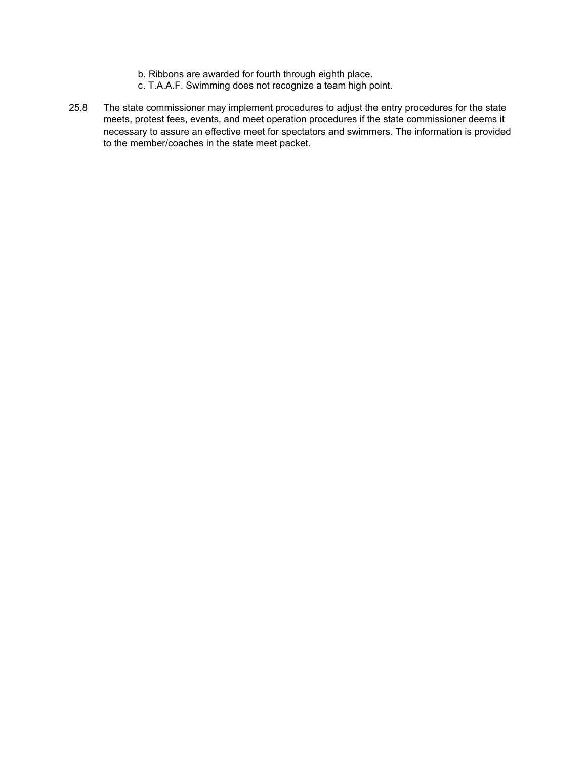b. Ribbons are awarded for fourth through eighth place.
c. T.A.A.F. Swimming does not recognize a team high point.

25.8 The state commissioner may implement procedures to adjust the entry procedures for the state meets, protest fees, events, and meet operation procedures if the state commissioner deems it necessary to assure an effective meet for spectators and swimmers. The information is provided to the member/coaches in the state meet packet.